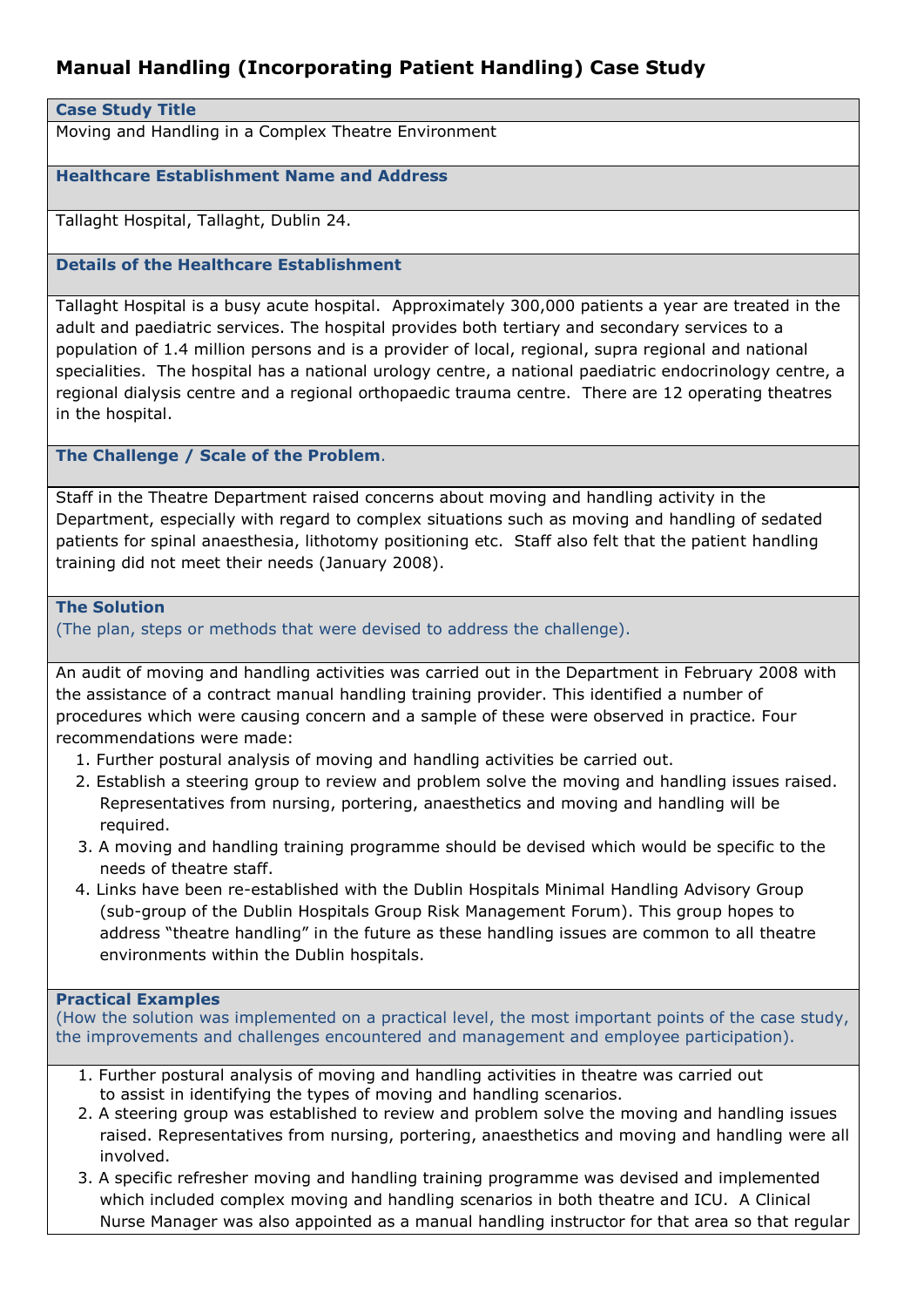# Manual Handling (Incorporating Patient Handling) Case Study

### Case Study Title

Moving and Handling in a Complex Theatre Environment

### Healthcare Establishment Name and Address

Tallaght Hospital, Tallaght, Dublin 24.

### Details of the Healthcare Establishment

Tallaght Hospital is a busy acute hospital. Approximately 300,000 patients a year are treated in the adult and paediatric services. The hospital provides both tertiary and secondary services to a population of 1.4 million persons and is a provider of local, regional, supra regional and national specialities. The hospital has a national urology centre, a national paediatric endocrinology centre, a regional dialysis centre and a regional orthopaedic trauma centre. There are 12 operating theatres in the hospital.

### The Challenge / Scale of the Problem.

Staff in the Theatre Department raised concerns about moving and handling activity in the Department, especially with regard to complex situations such as moving and handling of sedated patients for spinal anaesthesia, lithotomy positioning etc. Staff also felt that the patient handling training did not meet their needs (January 2008).

### The Solution

(The plan, steps or methods that were devised to address the challenge).

An audit of moving and handling activities was carried out in the Department in February 2008 with the assistance of a contract manual handling training provider. This identified a number of procedures which were causing concern and a sample of these were observed in practice. Four recommendations were made:

1. Further postural analysis of moving and handling activities be carried out.
2. Establish a steering group to review and problem solve the moving and handling issues raised. Representatives from nursing, portering, anaesthetics and moving and handling will be required.
3. A moving and handling training programme should be devised which would be specific to the needs of theatre staff.
4. Links have been re-established with the Dublin Hospitals Minimal Handling Advisory Group (sub-group of the Dublin Hospitals Group Risk Management Forum). This group hopes to address "theatre handling" in the future as these handling issues are common to all theatre environments within the Dublin hospitals.

### Practical Examples

(How the solution was implemented on a practical level, the most important points of the case study, the improvements and challenges encountered and management and employee participation).

1. Further postural analysis of moving and handling activities in theatre was carried out to assist in identifying the types of moving and handling scenarios.
2. A steering group was established to review and problem solve the moving and handling issues raised. Representatives from nursing, portering, anaesthetics and moving and handling were all involved.
3. A specific refresher moving and handling training programme was devised and implemented which included complex moving and handling scenarios in both theatre and ICU. A Clinical Nurse Manager was also appointed as a manual handling instructor for that area so that regular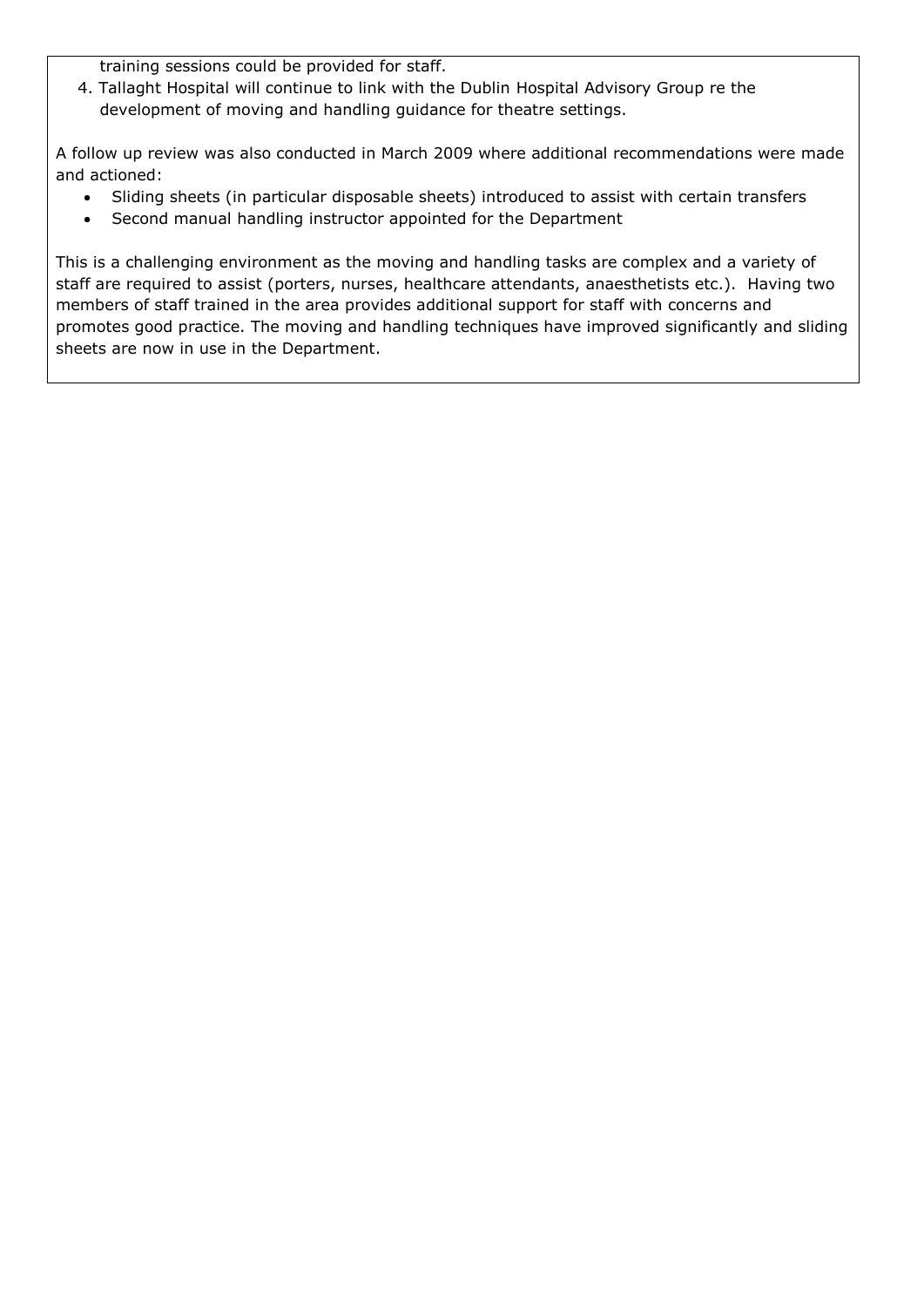training sessions could be provided for staff.

4. Tallaght Hospital will continue to link with the Dublin Hospital Advisory Group re the development of moving and handling guidance for theatre settings.

A follow up review was also conducted in March 2009 where additional recommendations were made and actioned:

- Sliding sheets (in particular disposable sheets) introduced to assist with certain transfers
- Second manual handling instructor appointed for the Department

This is a challenging environment as the moving and handling tasks are complex and a variety of staff are required to assist (porters, nurses, healthcare attendants, anaesthetists etc.). Having two members of staff trained in the area provides additional support for staff with concerns and promotes good practice. The moving and handling techniques have improved significantly and sliding sheets are now in use in the Department.